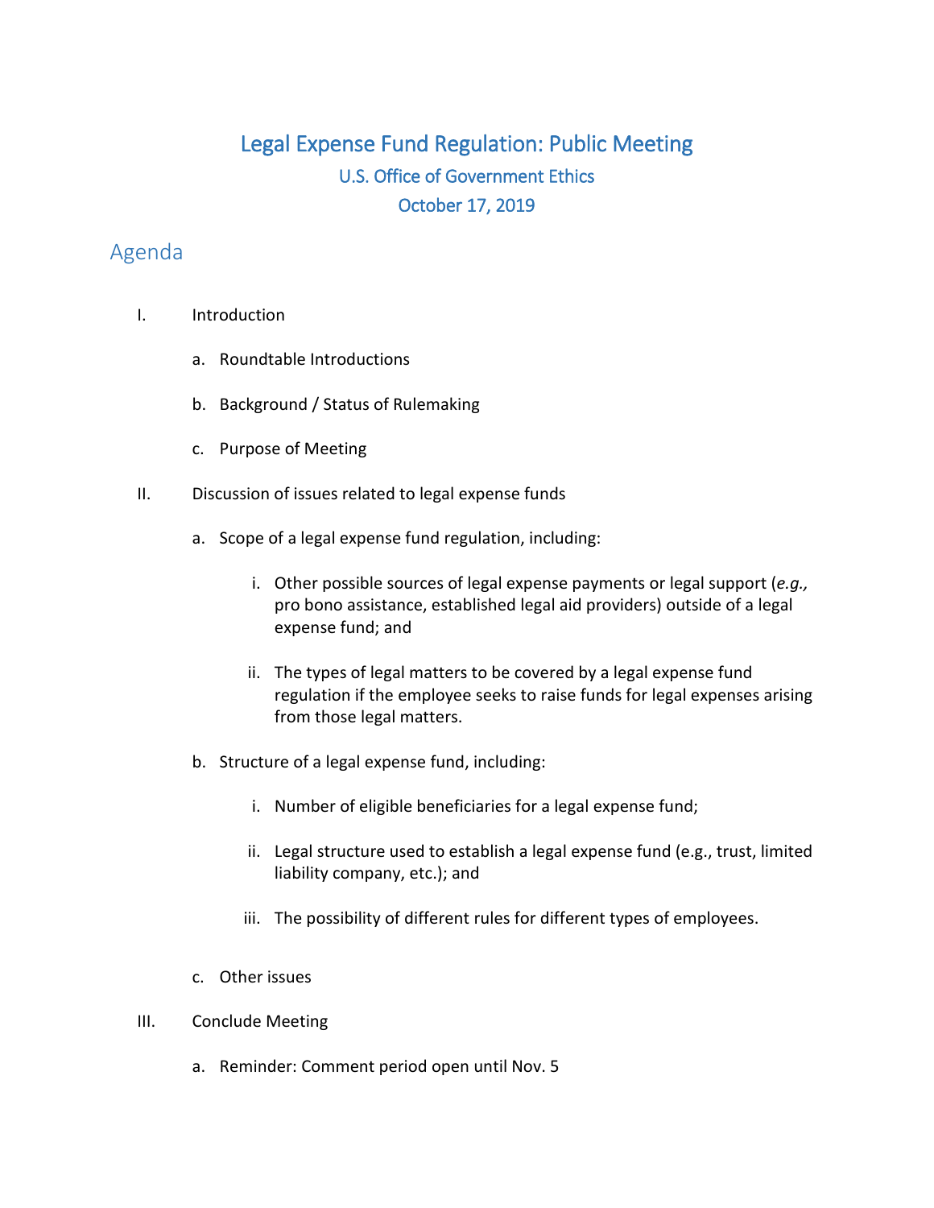# Legal Expense Fund Regulation: Public Meeting

## U.S. Office of Government Ethics

## October 17, 2019

## Agenda

I. Introduction

   a. Roundtable Introductions

   b. Background / Status of Rulemaking

   c. Purpose of Meeting

II. Discussion of issues related to legal expense funds

   a. Scope of a legal expense fund regulation, including:

      i. Other possible sources of legal expense payments or legal support (*e.g.,* pro bono assistance, established legal aid providers) outside of a legal expense fund; and

      ii. The types of legal matters to be covered by a legal expense fund regulation if the employee seeks to raise funds for legal expenses arising from those legal matters.

   b. Structure of a legal expense fund, including:

      i. Number of eligible beneficiaries for a legal expense fund;

      ii. Legal structure used to establish a legal expense fund (e.g., trust, limited liability company, etc.); and

      iii. The possibility of different rules for different types of employees.

   c. Other issues

III. Conclude Meeting

   a. Reminder: Comment period open until Nov. 5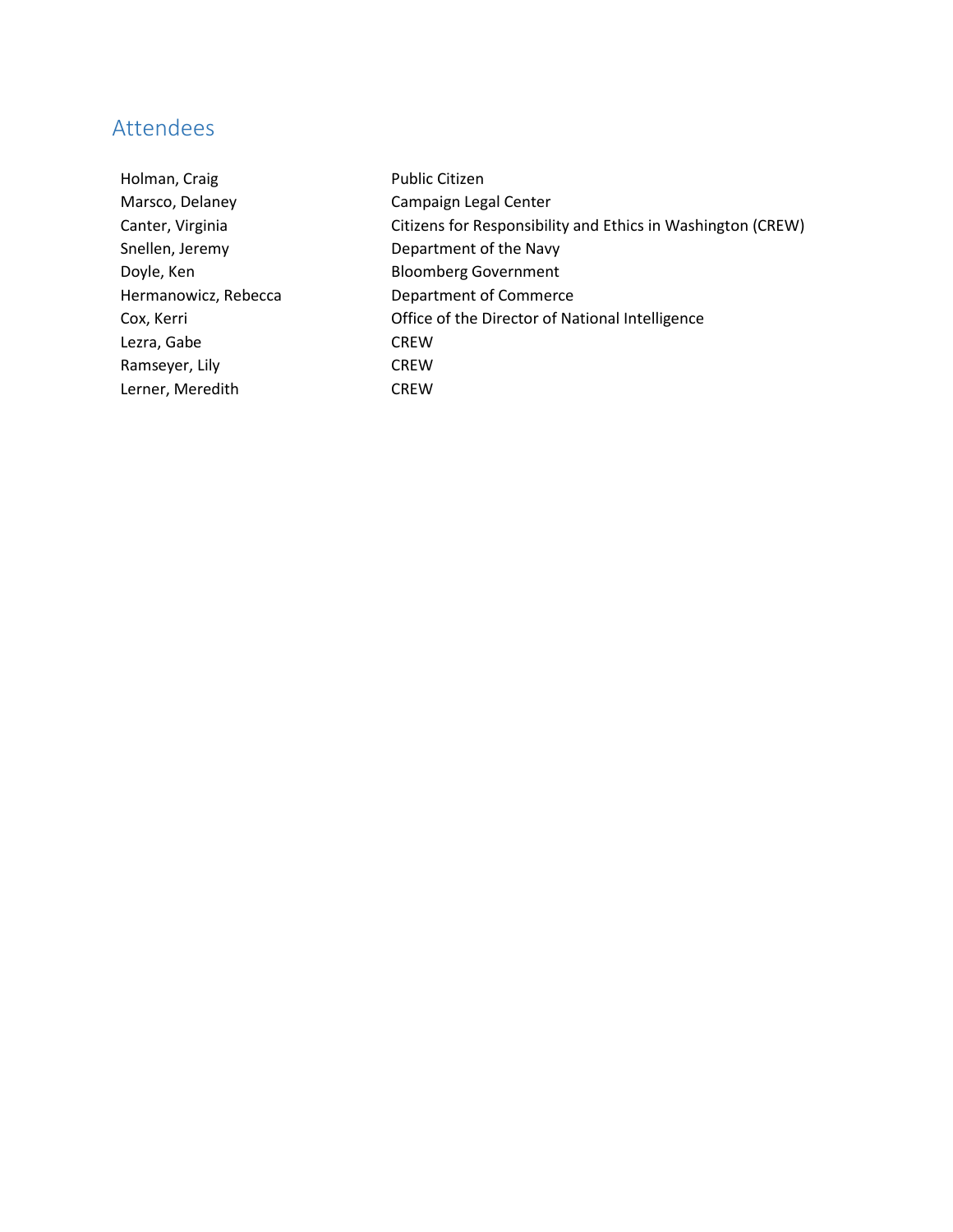## Attendees

| | |
|---|---|
| Holman, Craig | Public Citizen |
| Marsco, Delaney | Campaign Legal Center |
| Canter, Virginia | Citizens for Responsibility and Ethics in Washington (CREW) |
| Snellen, Jeremy | Department of the Navy |
| Doyle, Ken | Bloomberg Government |
| Hermanowicz, Rebecca | Department of Commerce |
| Cox, Kerri | Office of the Director of National Intelligence |
| Lezra, Gabe | CREW |
| Ramseyer, Lily | CREW |
| Lerner, Meredith | CREW |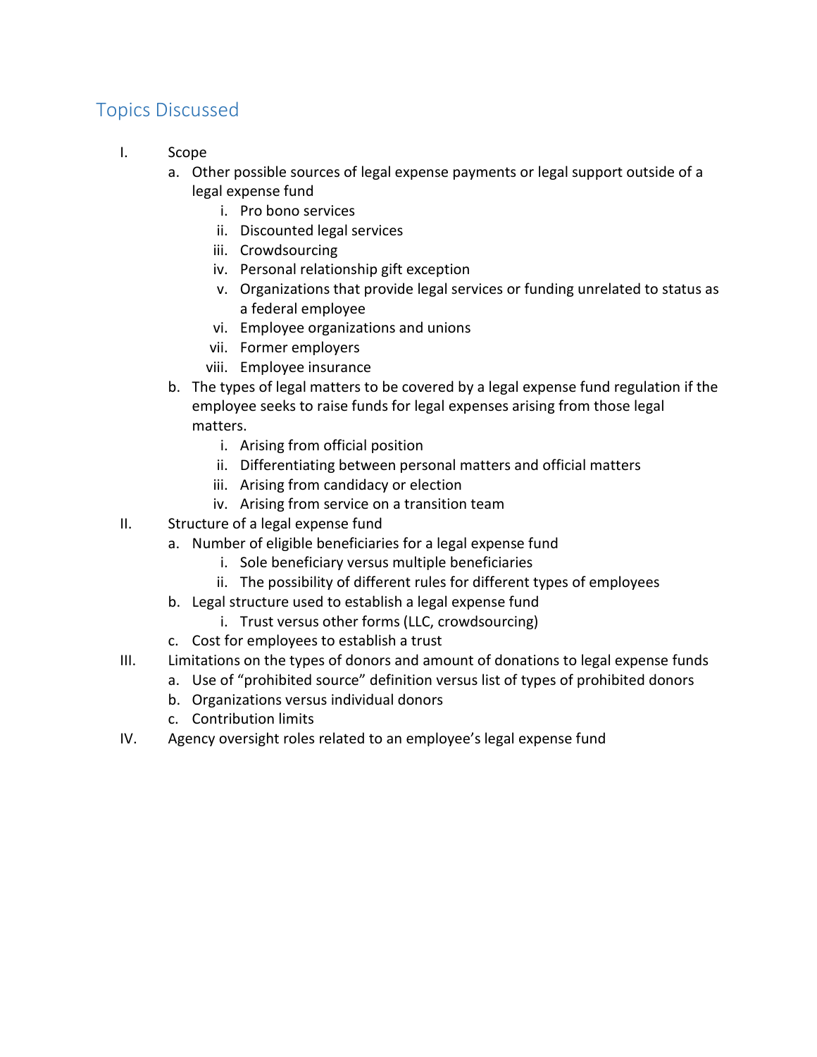## Topics Discussed

I. Scope
   a. Other possible sources of legal expense payments or legal support outside of a legal expense fund
      i. Pro bono services
      ii. Discounted legal services
      iii. Crowdsourcing
      iv. Personal relationship gift exception
      v. Organizations that provide legal services or funding unrelated to status as a federal employee
      vi. Employee organizations and unions
      vii. Former employers
      viii. Employee insurance
   b. The types of legal matters to be covered by a legal expense fund regulation if the employee seeks to raise funds for legal expenses arising from those legal matters.
      i. Arising from official position
      ii. Differentiating between personal matters and official matters
      iii. Arising from candidacy or election
      iv. Arising from service on a transition team

II. Structure of a legal expense fund
   a. Number of eligible beneficiaries for a legal expense fund
      i. Sole beneficiary versus multiple beneficiaries
      ii. The possibility of different rules for different types of employees
   b. Legal structure used to establish a legal expense fund
      i. Trust versus other forms (LLC, crowdsourcing)
   c. Cost for employees to establish a trust

III. Limitations on the types of donors and amount of donations to legal expense funds
   a. Use of "prohibited source" definition versus list of types of prohibited donors
   b. Organizations versus individual donors
   c. Contribution limits

IV. Agency oversight roles related to an employee's legal expense fund